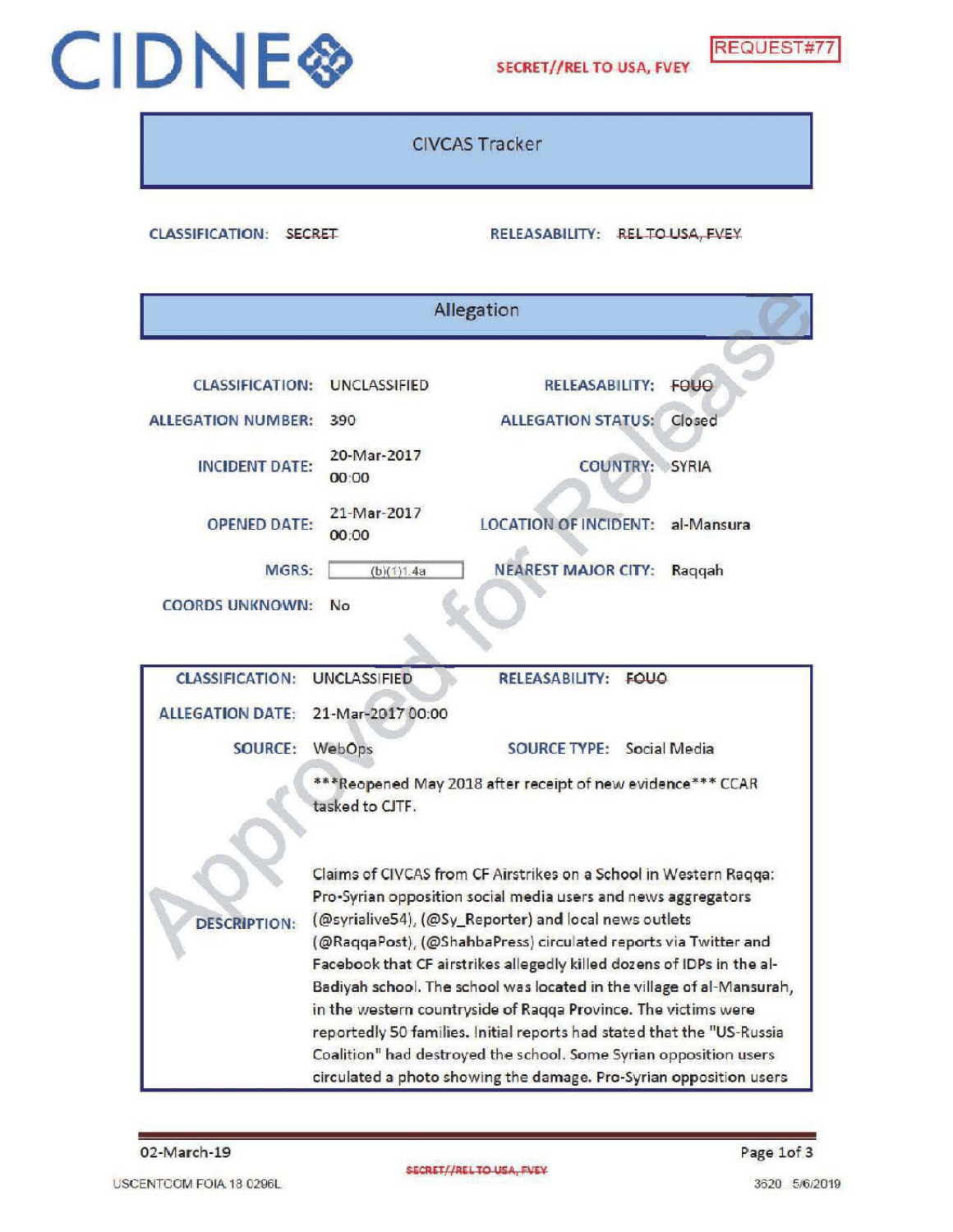# CIDNE

SECRET//REL TO USA, FVEY

REQUEST#77

## CIVCAS Tracker

**CLASSIFICATION:** ~~SECRET~~ **RELEASABILITY:** ~~REL TO USA, FVEY~~

## Allegation

| | | | |
|---|---|---|---|
| **CLASSIFICATION:** | UNCLASSIFIED | **RELEASABILITY:** | ~~FOUO~~ |
| **ALLEGATION NUMBER:** | 390 | **ALLEGATION STATUS:** | Closed |
| **INCIDENT DATE:** | 20-Mar-2017 00:00 | **COUNTRY:** | SYRIA |
| **OPENED DATE:** | 21-Mar-2017 00:00 | **LOCATION OF INCIDENT:** | al-Mansura |
| **MGRS:** | (b)(1)1.4a | **NEAREST MAJOR CITY:** | Raqqah |
| **COORDS UNKNOWN:** | No | | |

| | | | |
|---|---|---|---|
| **CLASSIFICATION:** | UNCLASSIFIED | **RELEASABILITY:** | ~~FOUO~~ |
| **ALLEGATION DATE:** | 21-Mar-2017 00:00 | | |
| **SOURCE:** | WebOps | **SOURCE TYPE:** | Social Media |

**DESCRIPTION:**

***Reopened May 2018 after receipt of new evidence*** CCAR tasked to CJTF.

Claims of CIVCAS from CF Airstrikes on a School in Western Raqqa: Pro-Syrian opposition social media users and news aggregators (@syrialive54), (@Sy_Reporter) and local news outlets (@RaqqaPost), (@ShahbaPress) circulated reports via Twitter and Facebook that CF airstrikes allegedly killed dozens of IDPs in the al-Badiyah school. The school was located in the village of al-Mansurah, in the western countryside of Raqqa Province. The victims were reportedly 50 families. Initial reports had stated that the "US-Russia Coalition" had destroyed the school. Some Syrian opposition users circulated a photo showing the damage. Pro-Syrian opposition users

02-March-19

~~SECRET//REL TO USA, FVEY~~

USCENTCOM FOIA 18 0296L

3620 5/6/2019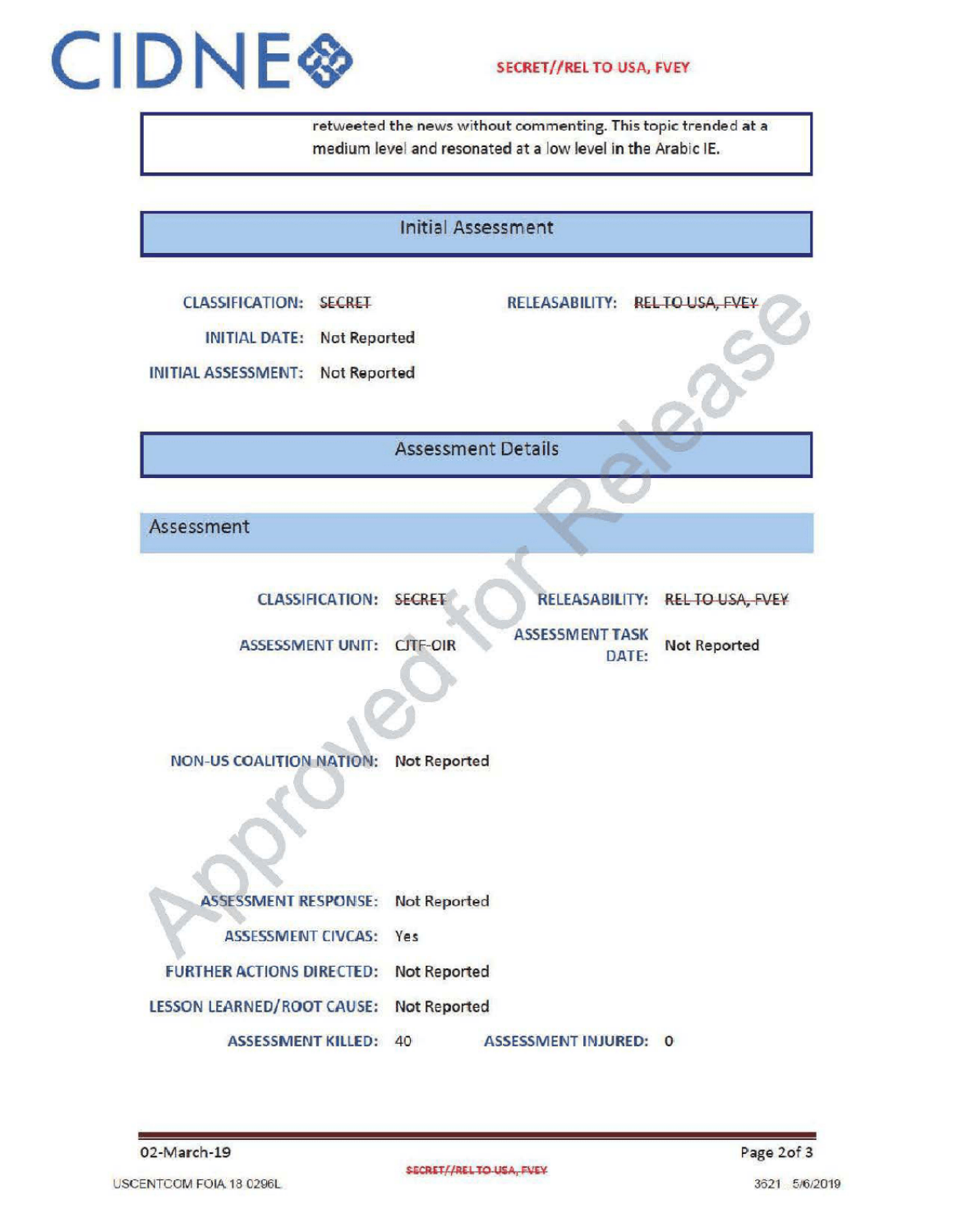retweeted the news without commenting. This topic trended at a medium level and resonated at a low level in the Arabic IE.

## Initial Assessment

**CLASSIFICATION:** ~~SECRET~~ **RELEASABILITY:** ~~REL TO USA, FVEY~~

**INITIAL DATE:** Not Reported

**INITIAL ASSESSMENT:** Not Reported

## Assessment Details

### Assessment

**CLASSIFICATION:** ~~SECRET~~ **RELEASABILITY:** ~~REL TO USA, FVEY~~

**ASSESSMENT UNIT:** CJTF-OIR **ASSESSMENT TASK DATE:** Not Reported

**NON-US COALITION NATION:** Not Reported

**ASSESSMENT RESPONSE:** Not Reported

**ASSESSMENT CIVCAS:** Yes

**FURTHER ACTIONS DIRECTED:** Not Reported

**LESSON LEARNED/ROOT CAUSE:** Not Reported

**ASSESSMENT KILLED:** 40 **ASSESSMENT INJURED:** 0

02-March-19

USCENTCOM FOIA 18 0296L

3621 5/6/2019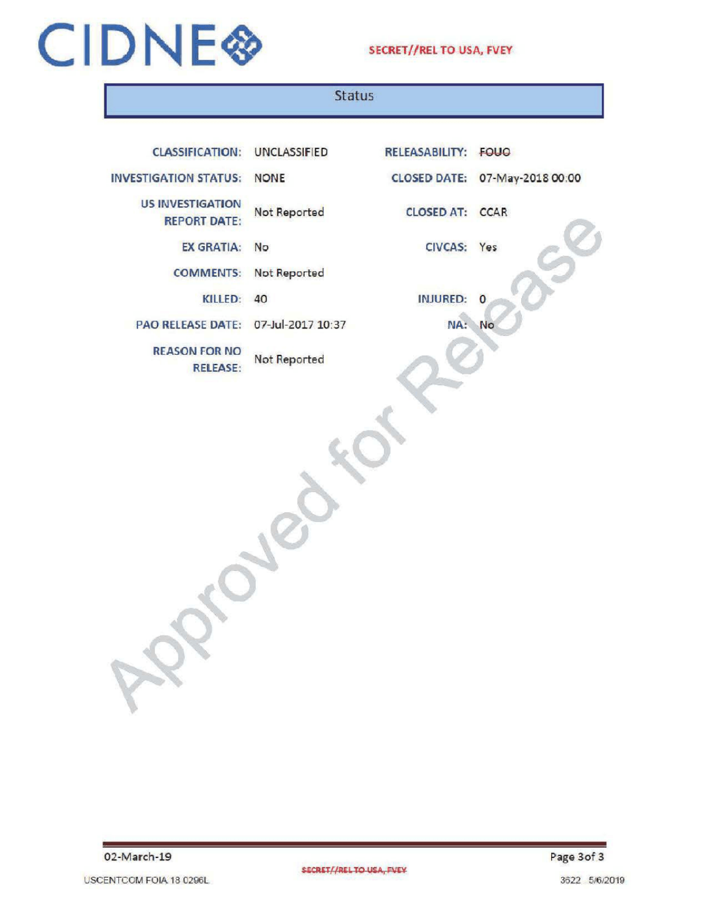CIDNE

SECRET//REL TO USA, FVEY

## Status

| | | | |
|---|---|---|---|
| CLASSIFICATION: | UNCLASSIFIED | RELEASABILITY: | ~~FOUO~~ |
| INVESTIGATION STATUS: | NONE | CLOSED DATE: | 07-May-2018 00:00 |
| US INVESTIGATION REPORT DATE: | Not Reported | CLOSED AT: | CCAR |
| EX GRATIA: | No | CIVCAS: | Yes |
| COMMENTS: | Not Reported | | |
| KILLED: | 40 | INJURED: | 0 |
| PAO RELEASE DATE: | 07-Jul-2017 10:37 | NA: | No |
| REASON FOR NO RELEASE: | Not Reported | | |

Approved for Release

02-March-19

~~SECRET//REL TO USA, FVEY~~

USCENTCOM FOIA 18 0296L

3622 5/6/2019